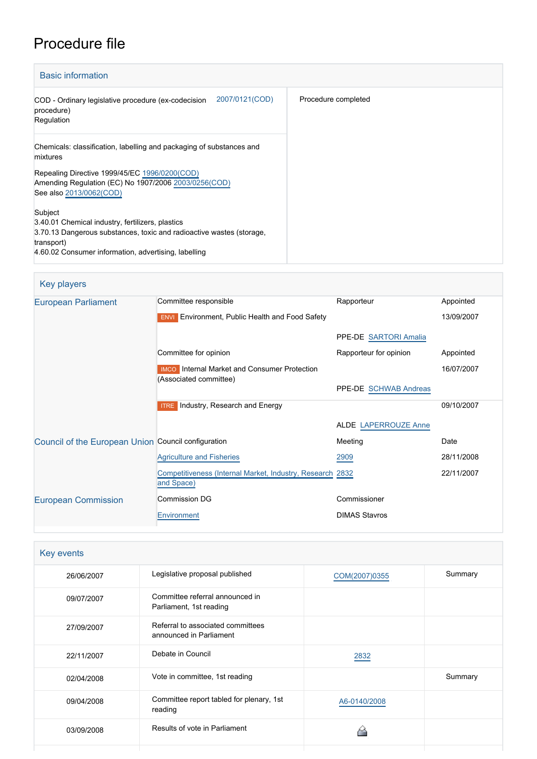# Procedure file

## Basic information

| | |
|---|---|
| COD - Ordinary legislative procedure (ex-codecision procedure)<br>Regulation — 2007/0121(COD) | Procedure completed |
| Chemicals: classification, labelling and packaging of substances and mixtures<br><br>Repealing Directive 1999/45/EC 1996/0200(COD)<br>Amending Regulation (EC) No 1907/2006 2003/0256(COD)<br>See also 2013/0062(COD)<br><br>Subject<br>3.40.01 Chemical industry, fertilizers, plastics<br>3.70.13 Dangerous substances, toxic and radioactive wastes (storage, transport)<br>4.60.02 Consumer information, advertising, labelling | |

## Key players

| | | | |
|---|---|---|---|
| European Parliament | Committee responsible | Rapporteur | Appointed |
| | ENVI Environment, Public Health and Food Safety | | 13/09/2007 |
| | | PPE-DE SARTORI Amalia | |
| | Committee for opinion | Rapporteur for opinion | Appointed |
| | IMCO Internal Market and Consumer Protection (Associated committee) | | 16/07/2007 |
| | | PPE-DE SCHWAB Andreas | |
| | ITRE Industry, Research and Energy | | 09/10/2007 |
| | | ALDE LAPERROUZE Anne | |
| Council of the European Union | Council configuration | Meeting | Date |
| | Agriculture and Fisheries | 2909 | 28/11/2008 |
| | Competitiveness (Internal Market, Industry, Research and Space) | 2832 | 22/11/2007 |
| European Commission | Commission DG | Commissioner | |
| | Environment | DIMAS Stavros | |

## Key events

| | | | |
|---|---|---|---|
| 26/06/2007 | Legislative proposal published | COM(2007)0355 | Summary |
| 09/07/2007 | Committee referral announced in Parliament, 1st reading | | |
| 27/09/2007 | Referral to associated committees announced in Parliament | | |
| 22/11/2007 | Debate in Council | 2832 | |
| 02/04/2008 | Vote in committee, 1st reading | | Summary |
| 09/04/2008 | Committee report tabled for plenary, 1st reading | A6-0140/2008 | |
| 03/09/2008 | Results of vote in Parliament | | |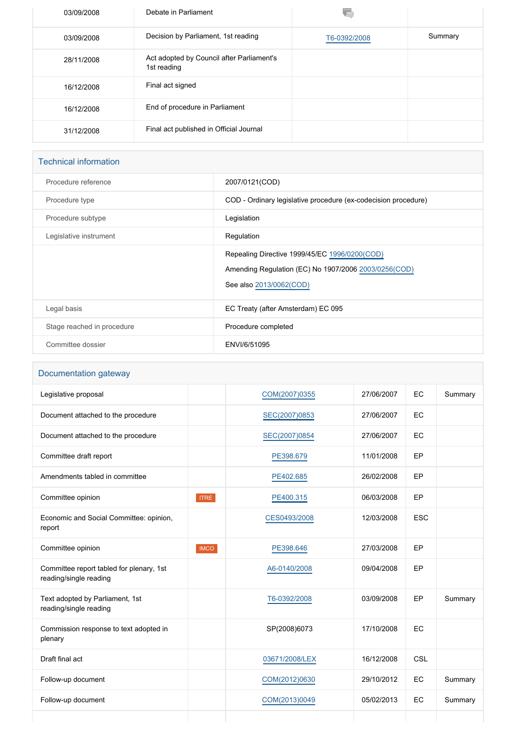| | | | |
|---|---|---|---|
| 03/09/2008 | Debate in Parliament | | |
| 03/09/2008 | Decision by Parliament, 1st reading | T6-0392/2008 | Summary |
| 28/11/2008 | Act adopted by Council after Parliament's 1st reading | | |
| 16/12/2008 | Final act signed | | |
| 16/12/2008 | End of procedure in Parliament | | |
| 31/12/2008 | Final act published in Official Journal | | |

## Technical information

| | |
|---|---|
| Procedure reference | 2007/0121(COD) |
| Procedure type | COD - Ordinary legislative procedure (ex-codecision procedure) |
| Procedure subtype | Legislation |
| Legislative instrument | Regulation |
| | Repealing Directive 1999/45/EC 1996/0200(COD)<br>Amending Regulation (EC) No 1907/2006 2003/0256(COD)<br>See also 2013/0062(COD) |
| Legal basis | EC Treaty (after Amsterdam) EC 095 |
| Stage reached in procedure | Procedure completed |
| Committee dossier | ENVI/6/51095 |

## Documentation gateway

| | | | | | |
|---|---|---|---|---|---|
| Legislative proposal | | COM(2007)0355 | 27/06/2007 | EC | Summary |
| Document attached to the procedure | | SEC(2007)0853 | 27/06/2007 | EC | |
| Document attached to the procedure | | SEC(2007)0854 | 27/06/2007 | EC | |
| Committee draft report | | PE398.679 | 11/01/2008 | EP | |
| Amendments tabled in committee | | PE402.685 | 26/02/2008 | EP | |
| Committee opinion | ITRE | PE400.315 | 06/03/2008 | EP | |
| Economic and Social Committee: opinion, report | | CES0493/2008 | 12/03/2008 | ESC | |
| Committee opinion | IMCO | PE398.646 | 27/03/2008 | EP | |
| Committee report tabled for plenary, 1st reading/single reading | | A6-0140/2008 | 09/04/2008 | EP | |
| Text adopted by Parliament, 1st reading/single reading | | T6-0392/2008 | 03/09/2008 | EP | Summary |
| Commission response to text adopted in plenary | | SP(2008)6073 | 17/10/2008 | EC | |
| Draft final act | | 03671/2008/LEX | 16/12/2008 | CSL | |
| Follow-up document | | COM(2012)0630 | 29/10/2012 | EC | Summary |
| Follow-up document | | COM(2013)0049 | 05/02/2013 | EC | Summary |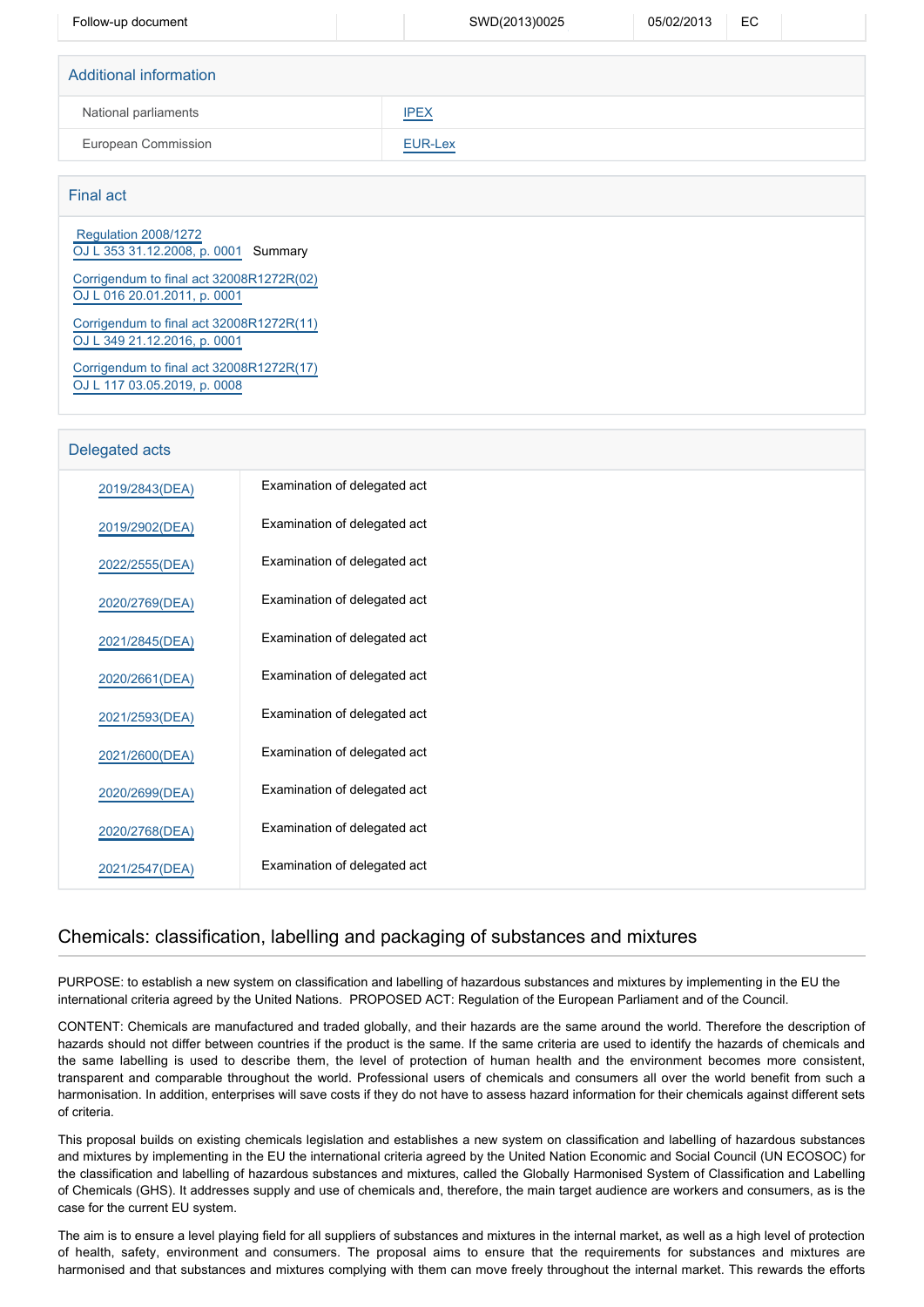| Follow-up document | | SWD(2013)0025 | 05/02/2013 | EC | |
|---|---|---|---|---|---|

## Additional information

| | |
|---|---|
| National parliaments | IPEX |
| European Commission | EUR-Lex |

## Final act

Regulation 2008/1272
OJ L 353 31.12.2008, p. 0001 Summary

Corrigendum to final act 32008R1272R(02)
OJ L 016 20.01.2011, p. 0001

Corrigendum to final act 32008R1272R(11)
OJ L 349 21.12.2016, p. 0001

Corrigendum to final act 32008R1272R(17)
OJ L 117 03.05.2019, p. 0008

## Delegated acts

| | |
|---|---|
| 2019/2843(DEA) | Examination of delegated act |
| 2019/2902(DEA) | Examination of delegated act |
| 2022/2555(DEA) | Examination of delegated act |
| 2020/2769(DEA) | Examination of delegated act |
| 2021/2845(DEA) | Examination of delegated act |
| 2020/2661(DEA) | Examination of delegated act |
| 2021/2593(DEA) | Examination of delegated act |
| 2021/2600(DEA) | Examination of delegated act |
| 2020/2699(DEA) | Examination of delegated act |
| 2020/2768(DEA) | Examination of delegated act |
| 2021/2547(DEA) | Examination of delegated act |

# Chemicals: classification, labelling and packaging of substances and mixtures

PURPOSE: to establish a new system on classification and labelling of hazardous substances and mixtures by implementing in the EU the international criteria agreed by the United Nations. PROPOSED ACT: Regulation of the European Parliament and of the Council.

CONTENT: Chemicals are manufactured and traded globally, and their hazards are the same around the world. Therefore the description of hazards should not differ between countries if the product is the same. If the same criteria are used to identify the hazards of chemicals and the same labelling is used to describe them, the level of protection of human health and the environment becomes more consistent, transparent and comparable throughout the world. Professional users of chemicals and consumers all over the world benefit from such a harmonisation. In addition, enterprises will save costs if they do not have to assess hazard information for their chemicals against different sets of criteria.

This proposal builds on existing chemicals legislation and establishes a new system on classification and labelling of hazardous substances and mixtures by implementing in the EU the international criteria agreed by the United Nation Economic and Social Council (UN ECOSOC) for the classification and labelling of hazardous substances and mixtures, called the Globally Harmonised System of Classification and Labelling of Chemicals (GHS). It addresses supply and use of chemicals and, therefore, the main target audience are workers and consumers, as is the case for the current EU system.

The aim is to ensure a level playing field for all suppliers of substances and mixtures in the internal market, as well as a high level of protection of health, safety, environment and consumers. The proposal aims to ensure that the requirements for substances and mixtures are harmonised and that substances and mixtures complying with them can move freely throughout the internal market. This rewards the efforts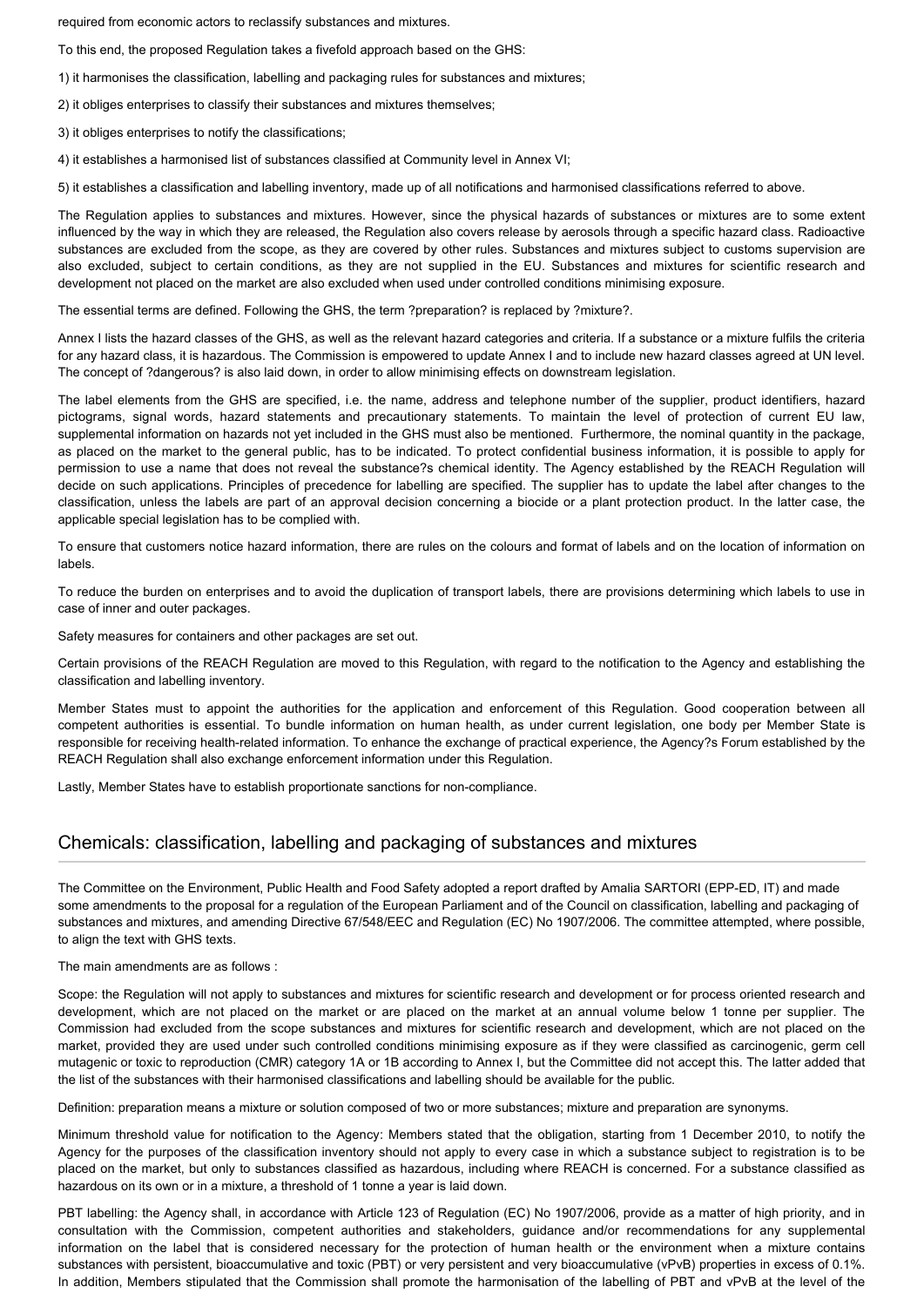required from economic actors to reclassify substances and mixtures.

To this end, the proposed Regulation takes a fivefold approach based on the GHS:

1) it harmonises the classification, labelling and packaging rules for substances and mixtures;

2) it obliges enterprises to classify their substances and mixtures themselves;

3) it obliges enterprises to notify the classifications;

4) it establishes a harmonised list of substances classified at Community level in Annex VI;

5) it establishes a classification and labelling inventory, made up of all notifications and harmonised classifications referred to above.

The Regulation applies to substances and mixtures. However, since the physical hazards of substances or mixtures are to some extent influenced by the way in which they are released, the Regulation also covers release by aerosols through a specific hazard class. Radioactive substances are excluded from the scope, as they are covered by other rules. Substances and mixtures subject to customs supervision are also excluded, subject to certain conditions, as they are not supplied in the EU. Substances and mixtures for scientific research and development not placed on the market are also excluded when used under controlled conditions minimising exposure.

The essential terms are defined. Following the GHS, the term ?preparation? is replaced by ?mixture?.

Annex I lists the hazard classes of the GHS, as well as the relevant hazard categories and criteria. If a substance or a mixture fulfils the criteria for any hazard class, it is hazardous. The Commission is empowered to update Annex I and to include new hazard classes agreed at UN level. The concept of ?dangerous? is also laid down, in order to allow minimising effects on downstream legislation.

The label elements from the GHS are specified, i.e. the name, address and telephone number of the supplier, product identifiers, hazard pictograms, signal words, hazard statements and precautionary statements. To maintain the level of protection of current EU law, supplemental information on hazards not yet included in the GHS must also be mentioned. Furthermore, the nominal quantity in the package, as placed on the market to the general public, has to be indicated. To protect confidential business information, it is possible to apply for permission to use a name that does not reveal the substance?s chemical identity. The Agency established by the REACH Regulation will decide on such applications. Principles of precedence for labelling are specified. The supplier has to update the label after changes to the classification, unless the labels are part of an approval decision concerning a biocide or a plant protection product. In the latter case, the applicable special legislation has to be complied with.

To ensure that customers notice hazard information, there are rules on the colours and format of labels and on the location of information on labels.

To reduce the burden on enterprises and to avoid the duplication of transport labels, there are provisions determining which labels to use in case of inner and outer packages.

Safety measures for containers and other packages are set out.

Certain provisions of the REACH Regulation are moved to this Regulation, with regard to the notification to the Agency and establishing the classification and labelling inventory.

Member States must to appoint the authorities for the application and enforcement of this Regulation. Good cooperation between all competent authorities is essential. To bundle information on human health, as under current legislation, one body per Member State is responsible for receiving health-related information. To enhance the exchange of practical experience, the Agency?s Forum established by the REACH Regulation shall also exchange enforcement information under this Regulation.

Lastly, Member States have to establish proportionate sanctions for non-compliance.

## Chemicals: classification, labelling and packaging of substances and mixtures

The Committee on the Environment, Public Health and Food Safety adopted a report drafted by Amalia SARTORI (EPP-ED, IT) and made some amendments to the proposal for a regulation of the European Parliament and of the Council on classification, labelling and packaging of substances and mixtures, and amending Directive 67/548/EEC and Regulation (EC) No 1907/2006. The committee attempted, where possible, to align the text with GHS texts.

The main amendments are as follows :

Scope: the Regulation will not apply to substances and mixtures for scientific research and development or for process oriented research and development, which are not placed on the market or are placed on the market at an annual volume below 1 tonne per supplier. The Commission had excluded from the scope substances and mixtures for scientific research and development, which are not placed on the market, provided they are used under such controlled conditions minimising exposure as if they were classified as carcinogenic, germ cell mutagenic or toxic to reproduction (CMR) category 1A or 1B according to Annex I, but the Committee did not accept this. The latter added that the list of the substances with their harmonised classifications and labelling should be available for the public.

Definition: preparation means a mixture or solution composed of two or more substances; mixture and preparation are synonyms.

Minimum threshold value for notification to the Agency: Members stated that the obligation, starting from 1 December 2010, to notify the Agency for the purposes of the classification inventory should not apply to every case in which a substance subject to registration is to be placed on the market, but only to substances classified as hazardous, including where REACH is concerned. For a substance classified as hazardous on its own or in a mixture, a threshold of 1 tonne a year is laid down.

PBT labelling: the Agency shall, in accordance with Article 123 of Regulation (EC) No 1907/2006, provide as a matter of high priority, and in consultation with the Commission, competent authorities and stakeholders, guidance and/or recommendations for any supplemental information on the label that is considered necessary for the protection of human health or the environment when a mixture contains substances with persistent, bioaccumulative and toxic (PBT) or very persistent and very bioaccumulative (vPvB) properties in excess of 0.1%. In addition, Members stipulated that the Commission shall promote the harmonisation of the labelling of PBT and vPvB at the level of the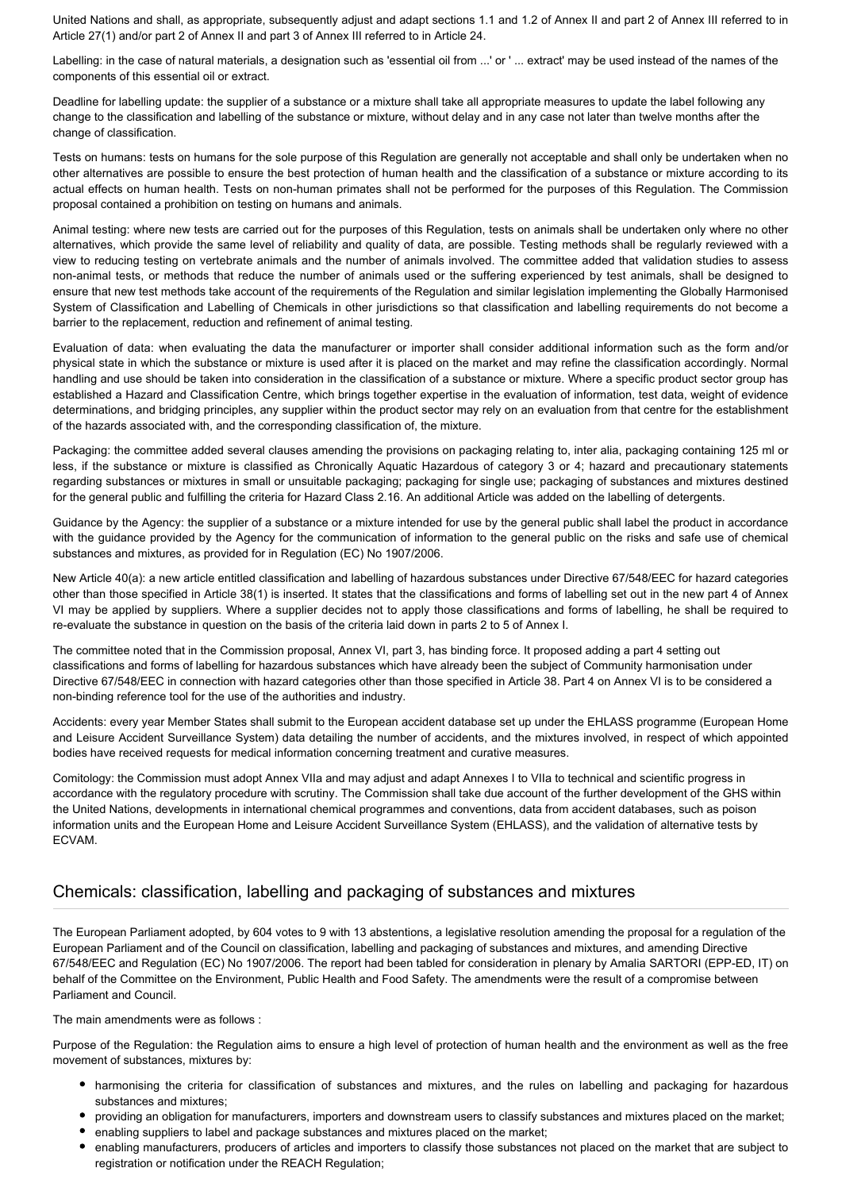United Nations and shall, as appropriate, subsequently adjust and adapt sections 1.1 and 1.2 of Annex II and part 2 of Annex III referred to in Article 27(1) and/or part 2 of Annex II and part 3 of Annex III referred to in Article 24.

Labelling: in the case of natural materials, a designation such as 'essential oil from ...' or ' ... extract' may be used instead of the names of the components of this essential oil or extract.

Deadline for labelling update: the supplier of a substance or a mixture shall take all appropriate measures to update the label following any change to the classification and labelling of the substance or mixture, without delay and in any case not later than twelve months after the change of classification.

Tests on humans: tests on humans for the sole purpose of this Regulation are generally not acceptable and shall only be undertaken when no other alternatives are possible to ensure the best protection of human health and the classification of a substance or mixture according to its actual effects on human health. Tests on non-human primates shall not be performed for the purposes of this Regulation. The Commission proposal contained a prohibition on testing on humans and animals.

Animal testing: where new tests are carried out for the purposes of this Regulation, tests on animals shall be undertaken only where no other alternatives, which provide the same level of reliability and quality of data, are possible. Testing methods shall be regularly reviewed with a view to reducing testing on vertebrate animals and the number of animals involved. The committee added that validation studies to assess non-animal tests, or methods that reduce the number of animals used or the suffering experienced by test animals, shall be designed to ensure that new test methods take account of the requirements of the Regulation and similar legislation implementing the Globally Harmonised System of Classification and Labelling of Chemicals in other jurisdictions so that classification and labelling requirements do not become a barrier to the replacement, reduction and refinement of animal testing.

Evaluation of data: when evaluating the data the manufacturer or importer shall consider additional information such as the form and/or physical state in which the substance or mixture is used after it is placed on the market and may refine the classification accordingly. Normal handling and use should be taken into consideration in the classification of a substance or mixture. Where a specific product sector group has established a Hazard and Classification Centre, which brings together expertise in the evaluation of information, test data, weight of evidence determinations, and bridging principles, any supplier within the product sector may rely on an evaluation from that centre for the establishment of the hazards associated with, and the corresponding classification of, the mixture.

Packaging: the committee added several clauses amending the provisions on packaging relating to, inter alia, packaging containing 125 ml or less, if the substance or mixture is classified as Chronically Aquatic Hazardous of category 3 or 4; hazard and precautionary statements regarding substances or mixtures in small or unsuitable packaging; packaging for single use; packaging of substances and mixtures destined for the general public and fulfilling the criteria for Hazard Class 2.16. An additional Article was added on the labelling of detergents.

Guidance by the Agency: the supplier of a substance or a mixture intended for use by the general public shall label the product in accordance with the guidance provided by the Agency for the communication of information to the general public on the risks and safe use of chemical substances and mixtures, as provided for in Regulation (EC) No 1907/2006.

New Article 40(a): a new article entitled classification and labelling of hazardous substances under Directive 67/548/EEC for hazard categories other than those specified in Article 38(1) is inserted. It states that the classifications and forms of labelling set out in the new part 4 of Annex VI may be applied by suppliers. Where a supplier decides not to apply those classifications and forms of labelling, he shall be required to re-evaluate the substance in question on the basis of the criteria laid down in parts 2 to 5 of Annex I.

The committee noted that in the Commission proposal, Annex VI, part 3, has binding force. It proposed adding a part 4 setting out classifications and forms of labelling for hazardous substances which have already been the subject of Community harmonisation under Directive 67/548/EEC in connection with hazard categories other than those specified in Article 38. Part 4 on Annex VI is to be considered a non-binding reference tool for the use of the authorities and industry.

Accidents: every year Member States shall submit to the European accident database set up under the EHLASS programme (European Home and Leisure Accident Surveillance System) data detailing the number of accidents, and the mixtures involved, in respect of which appointed bodies have received requests for medical information concerning treatment and curative measures.

Comitology: the Commission must adopt Annex VIIa and may adjust and adapt Annexes I to VIIa to technical and scientific progress in accordance with the regulatory procedure with scrutiny. The Commission shall take due account of the further development of the GHS within the United Nations, developments in international chemical programmes and conventions, data from accident databases, such as poison information units and the European Home and Leisure Accident Surveillance System (EHLASS), and the validation of alternative tests by ECVAM.

## Chemicals: classification, labelling and packaging of substances and mixtures

The European Parliament adopted, by 604 votes to 9 with 13 abstentions, a legislative resolution amending the proposal for a regulation of the European Parliament and of the Council on classification, labelling and packaging of substances and mixtures, and amending Directive 67/548/EEC and Regulation (EC) No 1907/2006. The report had been tabled for consideration in plenary by Amalia SARTORI (EPP-ED, IT) on behalf of the Committee on the Environment, Public Health and Food Safety. The amendments were the result of a compromise between Parliament and Council.

The main amendments were as follows :

Purpose of the Regulation: the Regulation aims to ensure a high level of protection of human health and the environment as well as the free movement of substances, mixtures by:

- harmonising the criteria for classification of substances and mixtures, and the rules on labelling and packaging for hazardous substances and mixtures;
- providing an obligation for manufacturers, importers and downstream users to classify substances and mixtures placed on the market;
- enabling suppliers to label and package substances and mixtures placed on the market;
- enabling manufacturers, producers of articles and importers to classify those substances not placed on the market that are subject to registration or notification under the REACH Regulation;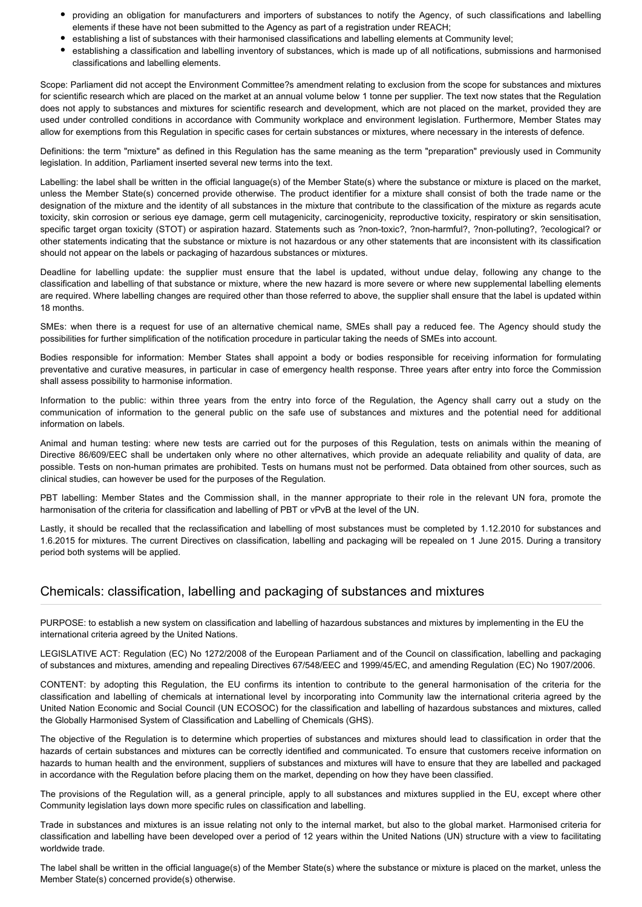- providing an obligation for manufacturers and importers of substances to notify the Agency, of such classifications and labelling elements if these have not been submitted to the Agency as part of a registration under REACH;
- establishing a list of substances with their harmonised classifications and labelling elements at Community level;
- establishing a classification and labelling inventory of substances, which is made up of all notifications, submissions and harmonised classifications and labelling elements.

Scope: Parliament did not accept the Environment Committee?s amendment relating to exclusion from the scope for substances and mixtures for scientific research which are placed on the market at an annual volume below 1 tonne per supplier. The text now states that the Regulation does not apply to substances and mixtures for scientific research and development, which are not placed on the market, provided they are used under controlled conditions in accordance with Community workplace and environment legislation. Furthermore, Member States may allow for exemptions from this Regulation in specific cases for certain substances or mixtures, where necessary in the interests of defence.

Definitions: the term "mixture" as defined in this Regulation has the same meaning as the term "preparation" previously used in Community legislation. In addition, Parliament inserted several new terms into the text.

Labelling: the label shall be written in the official language(s) of the Member State(s) where the substance or mixture is placed on the market, unless the Member State(s) concerned provide otherwise. The product identifier for a mixture shall consist of both the trade name or the designation of the mixture and the identity of all substances in the mixture that contribute to the classification of the mixture as regards acute toxicity, skin corrosion or serious eye damage, germ cell mutagenicity, carcinogenicity, reproductive toxicity, respiratory or skin sensitisation, specific target organ toxicity (STOT) or aspiration hazard. Statements such as ?non-toxic?, ?non-harmful?, ?non-polluting?, ?ecological? or other statements indicating that the substance or mixture is not hazardous or any other statements that are inconsistent with its classification should not appear on the labels or packaging of hazardous substances or mixtures.

Deadline for labelling update: the supplier must ensure that the label is updated, without undue delay, following any change to the classification and labelling of that substance or mixture, where the new hazard is more severe or where new supplemental labelling elements are required. Where labelling changes are required other than those referred to above, the supplier shall ensure that the label is updated within 18 months.

SMEs: when there is a request for use of an alternative chemical name, SMEs shall pay a reduced fee. The Agency should study the possibilities for further simplification of the notification procedure in particular taking the needs of SMEs into account.

Bodies responsible for information: Member States shall appoint a body or bodies responsible for receiving information for formulating preventative and curative measures, in particular in case of emergency health response. Three years after entry into force the Commission shall assess possibility to harmonise information.

Information to the public: within three years from the entry into force of the Regulation, the Agency shall carry out a study on the communication of information to the general public on the safe use of substances and mixtures and the potential need for additional information on labels.

Animal and human testing: where new tests are carried out for the purposes of this Regulation, tests on animals within the meaning of Directive 86/609/EEC shall be undertaken only where no other alternatives, which provide an adequate reliability and quality of data, are possible. Tests on non-human primates are prohibited. Tests on humans must not be performed. Data obtained from other sources, such as clinical studies, can however be used for the purposes of the Regulation.

PBT labelling: Member States and the Commission shall, in the manner appropriate to their role in the relevant UN fora, promote the harmonisation of the criteria for classification and labelling of PBT or vPvB at the level of the UN.

Lastly, it should be recalled that the reclassification and labelling of most substances must be completed by 1.12.2010 for substances and 1.6.2015 for mixtures. The current Directives on classification, labelling and packaging will be repealed on 1 June 2015. During a transitory period both systems will be applied.

## Chemicals: classification, labelling and packaging of substances and mixtures

PURPOSE: to establish a new system on classification and labelling of hazardous substances and mixtures by implementing in the EU the international criteria agreed by the United Nations.

LEGISLATIVE ACT: Regulation (EC) No 1272/2008 of the European Parliament and of the Council on classification, labelling and packaging of substances and mixtures, amending and repealing Directives 67/548/EEC and 1999/45/EC, and amending Regulation (EC) No 1907/2006.

CONTENT: by adopting this Regulation, the EU confirms its intention to contribute to the general harmonisation of the criteria for the classification and labelling of chemicals at international level by incorporating into Community law the international criteria agreed by the United Nation Economic and Social Council (UN ECOSOC) for the classification and labelling of hazardous substances and mixtures, called the Globally Harmonised System of Classification and Labelling of Chemicals (GHS).

The objective of the Regulation is to determine which properties of substances and mixtures should lead to classification in order that the hazards of certain substances and mixtures can be correctly identified and communicated. To ensure that customers receive information on hazards to human health and the environment, suppliers of substances and mixtures will have to ensure that they are labelled and packaged in accordance with the Regulation before placing them on the market, depending on how they have been classified.

The provisions of the Regulation will, as a general principle, apply to all substances and mixtures supplied in the EU, except where other Community legislation lays down more specific rules on classification and labelling.

Trade in substances and mixtures is an issue relating not only to the internal market, but also to the global market. Harmonised criteria for classification and labelling have been developed over a period of 12 years within the United Nations (UN) structure with a view to facilitating worldwide trade.

The label shall be written in the official language(s) of the Member State(s) where the substance or mixture is placed on the market, unless the Member State(s) concerned provide(s) otherwise.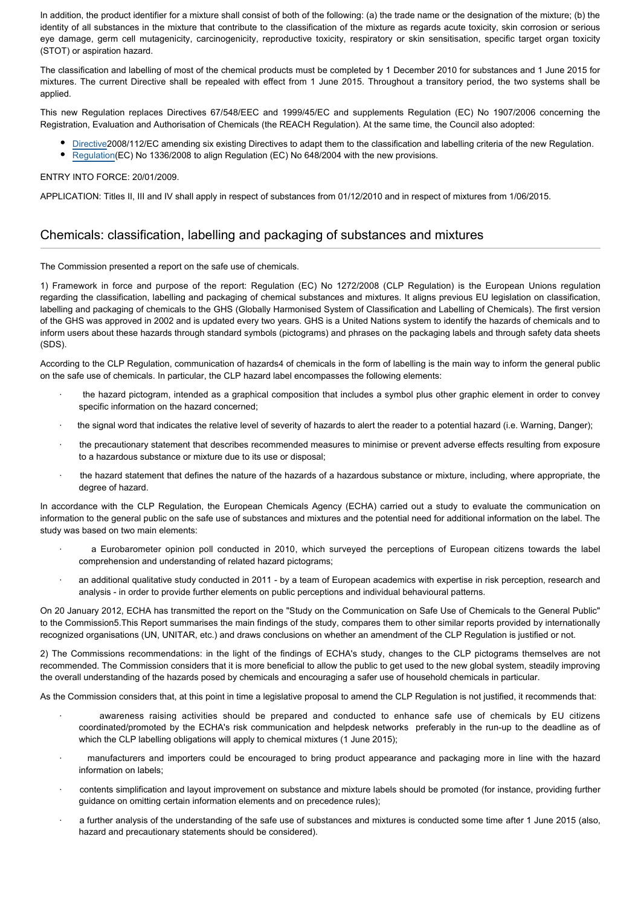In addition, the product identifier for a mixture shall consist of both of the following: (a) the trade name or the designation of the mixture; (b) the identity of all substances in the mixture that contribute to the classification of the mixture as regards acute toxicity, skin corrosion or serious eye damage, germ cell mutagenicity, carcinogenicity, reproductive toxicity, respiratory or skin sensitisation, specific target organ toxicity (STOT) or aspiration hazard.

The classification and labelling of most of the chemical products must be completed by 1 December 2010 for substances and 1 June 2015 for mixtures. The current Directive shall be repealed with effect from 1 June 2015. Throughout a transitory period, the two systems shall be applied.

This new Regulation replaces Directives 67/548/EEC and 1999/45/EC and supplements Regulation (EC) No 1907/2006 concerning the Registration, Evaluation and Authorisation of Chemicals (the REACH Regulation). At the same time, the Council also adopted:

- Directive2008/112/EC amending six existing Directives to adapt them to the classification and labelling criteria of the new Regulation.
- Regulation(EC) No 1336/2008 to align Regulation (EC) No 648/2004 with the new provisions.

ENTRY INTO FORCE: 20/01/2009.

APPLICATION: Titles II, III and IV shall apply in respect of substances from 01/12/2010 and in respect of mixtures from 1/06/2015.

## Chemicals: classification, labelling and packaging of substances and mixtures

The Commission presented a report on the safe use of chemicals.

1) Framework in force and purpose of the report: Regulation (EC) No 1272/2008 (CLP Regulation) is the European Unions regulation regarding the classification, labelling and packaging of chemical substances and mixtures. It aligns previous EU legislation on classification, labelling and packaging of chemicals to the GHS (Globally Harmonised System of Classification and Labelling of Chemicals). The first version of the GHS was approved in 2002 and is updated every two years. GHS is a United Nations system to identify the hazards of chemicals and to inform users about these hazards through standard symbols (pictograms) and phrases on the packaging labels and through safety data sheets (SDS).

According to the CLP Regulation, communication of hazards4 of chemicals in the form of labelling is the main way to inform the general public on the safe use of chemicals. In particular, the CLP hazard label encompasses the following elements:

- the hazard pictogram, intended as a graphical composition that includes a symbol plus other graphic element in order to convey specific information on the hazard concerned;
- the signal word that indicates the relative level of severity of hazards to alert the reader to a potential hazard (i.e. Warning, Danger);
- the precautionary statement that describes recommended measures to minimise or prevent adverse effects resulting from exposure to a hazardous substance or mixture due to its use or disposal;
- the hazard statement that defines the nature of the hazards of a hazardous substance or mixture, including, where appropriate, the degree of hazard.

In accordance with the CLP Regulation, the European Chemicals Agency (ECHA) carried out a study to evaluate the communication on information to the general public on the safe use of substances and mixtures and the potential need for additional information on the label. The study was based on two main elements:

- a Eurobarometer opinion poll conducted in 2010, which surveyed the perceptions of European citizens towards the label comprehension and understanding of related hazard pictograms;
- an additional qualitative study conducted in 2011 - by a team of European academics with expertise in risk perception, research and analysis - in order to provide further elements on public perceptions and individual behavioural patterns.

On 20 January 2012, ECHA has transmitted the report on the "Study on the Communication on Safe Use of Chemicals to the General Public" to the Commission5.This Report summarises the main findings of the study, compares them to other similar reports provided by internationally recognized organisations (UN, UNITAR, etc.) and draws conclusions on whether an amendment of the CLP Regulation is justified or not.

2) The Commissions recommendations: in the light of the findings of ECHA's study, changes to the CLP pictograms themselves are not recommended. The Commission considers that it is more beneficial to allow the public to get used to the new global system, steadily improving the overall understanding of the hazards posed by chemicals and encouraging a safer use of household chemicals in particular.

As the Commission considers that, at this point in time a legislative proposal to amend the CLP Regulation is not justified, it recommends that:

- awareness raising activities should be prepared and conducted to enhance safe use of chemicals by EU citizens coordinated/promoted by the ECHA's risk communication and helpdesk networks preferably in the run-up to the deadline as of which the CLP labelling obligations will apply to chemical mixtures (1 June 2015);
- manufacturers and importers could be encouraged to bring product appearance and packaging more in line with the hazard information on labels;
- contents simplification and layout improvement on substance and mixture labels should be promoted (for instance, providing further guidance on omitting certain information elements and on precedence rules);
- a further analysis of the understanding of the safe use of substances and mixtures is conducted some time after 1 June 2015 (also, hazard and precautionary statements should be considered).